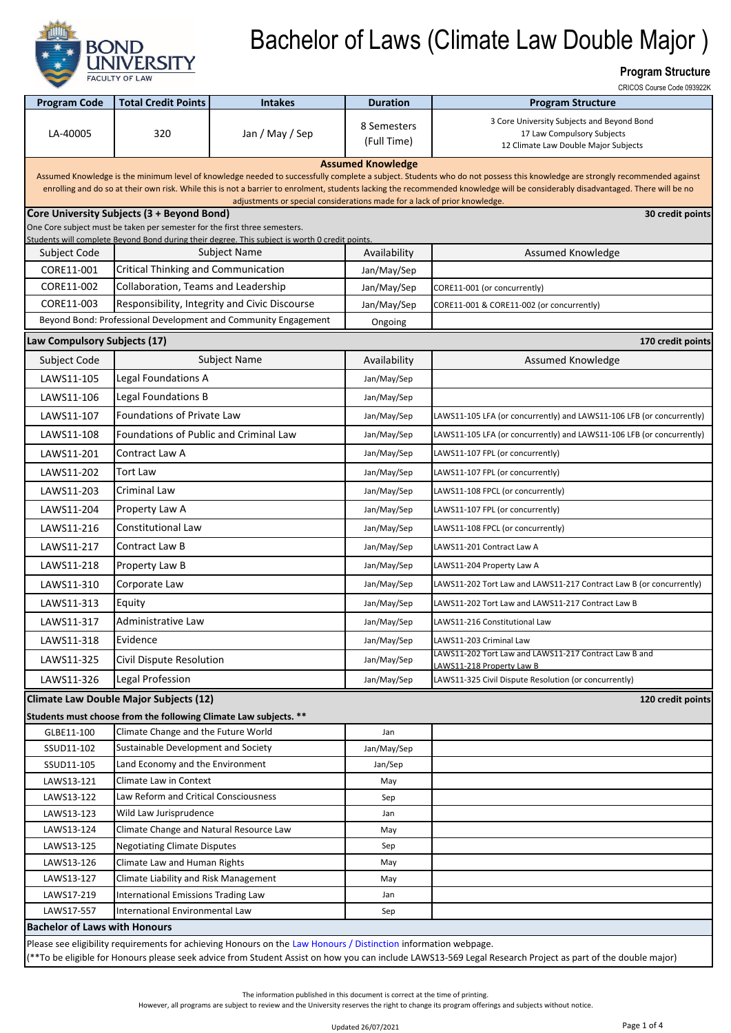# Bachelor of Laws (Climate Law Double Major )

**Program Structure**

CRICOS Course Code 093922K

BOND UNIVERSITY
FACULTY OF LAW

| Program Code | Total Credit Points | Intakes | Duration | Program Structure |
|---|---|---|---|---|
| LA-40005 | 320 | Jan / May / Sep | 8 Semesters (Full Time) | 3 Core University Subjects and Beyond Bond<br>17 Law Compulsory Subjects<br>12 Climate Law Double Major Subjects |

**Assumed Knowledge**

Assumed Knowledge is the minimum level of knowledge needed to successfully complete a subject. Students who do not possess this knowledge are strongly recommended against enrolling and do so at their own risk. While this is not a barrier to enrolment, students lacking the recommended knowledge will be considerably disadvantaged. There will be no adjustments or special considerations made for a lack of prior knowledge.

## Core University Subjects (3 + Beyond Bond) — 30 credit points

One Core subject must be taken per semester for the first three semesters.
Students will complete Beyond Bond during their degree. This subject is worth 0 credit points.

| Subject Code | Subject Name | Availability | Assumed Knowledge |
|---|---|---|---|
| CORE11-001 | Critical Thinking and Communication | Jan/May/Sep | |
| CORE11-002 | Collaboration, Teams and Leadership | Jan/May/Sep | CORE11-001 (or concurrently) |
| CORE11-003 | Responsibility, Integrity and Civic Discourse | Jan/May/Sep | CORE11-001 & CORE11-002 (or concurrently) |
| Beyond Bond: Professional Development and Community Engagement | | Ongoing | |

## Law Compulsory Subjects (17) — 170 credit points

| Subject Code | Subject Name | Availability | Assumed Knowledge |
|---|---|---|---|
| LAWS11-105 | Legal Foundations A | Jan/May/Sep | |
| LAWS11-106 | Legal Foundations B | Jan/May/Sep | |
| LAWS11-107 | Foundations of Private Law | Jan/May/Sep | LAWS11-105 LFA (or concurrently) and LAWS11-106 LFB (or concurrently) |
| LAWS11-108 | Foundations of Public and Criminal Law | Jan/May/Sep | LAWS11-105 LFA (or concurrently) and LAWS11-106 LFB (or concurrently) |
| LAWS11-201 | Contract Law A | Jan/May/Sep | LAWS11-107 FPL (or concurrently) |
| LAWS11-202 | Tort Law | Jan/May/Sep | LAWS11-107 FPL (or concurrently) |
| LAWS11-203 | Criminal Law | Jan/May/Sep | LAWS11-108 FPCL (or concurrently) |
| LAWS11-204 | Property Law A | Jan/May/Sep | LAWS11-107 FPL (or concurrently) |
| LAWS11-216 | Constitutional Law | Jan/May/Sep | LAWS11-108 FPCL (or concurrently) |
| LAWS11-217 | Contract Law B | Jan/May/Sep | LAWS11-201 Contract Law A |
| LAWS11-218 | Property Law B | Jan/May/Sep | LAWS11-204 Property Law A |
| LAWS11-310 | Corporate Law | Jan/May/Sep | LAWS11-202 Tort Law and LAWS11-217 Contract Law B (or concurrently) |
| LAWS11-313 | Equity | Jan/May/Sep | LAWS11-202 Tort Law and LAWS11-217 Contract Law B |
| LAWS11-317 | Administrative Law | Jan/May/Sep | LAWS11-216 Constitutional Law |
| LAWS11-318 | Evidence | Jan/May/Sep | LAWS11-203 Criminal Law |
| LAWS11-325 | Civil Dispute Resolution | Jan/May/Sep | LAWS11-202 Tort Law and LAWS11-217 Contract Law B and LAWS11-218 Property Law B |
| LAWS11-326 | Legal Profession | Jan/May/Sep | LAWS11-325 Civil Dispute Resolution (or concurrently) |

## Climate Law Double Major Subjects (12) — 120 credit points

**Students must choose from the following Climate Law subjects. \*\***

| Subject Code | Subject Name | Availability | |
|---|---|---|---|
| GLBE11-100 | Climate Change and the Future World | Jan | |
| SSUD11-102 | Sustainable Development and Society | Jan/May/Sep | |
| SSUD11-105 | Land Economy and the Environment | Jan/Sep | |
| LAWS13-121 | Climate Law in Context | May | |
| LAWS13-122 | Law Reform and Critical Consciousness | Sep | |
| LAWS13-123 | Wild Law Jurisprudence | Jan | |
| LAWS13-124 | Climate Change and Natural Resource Law | May | |
| LAWS13-125 | Negotiating Climate Disputes | Sep | |
| LAWS13-126 | Climate Law and Human Rights | May | |
| LAWS13-127 | Climate Liability and Risk Management | May | |
| LAWS17-219 | International Emissions Trading Law | Jan | |
| LAWS17-557 | International Environmental Law | Sep | |

## Bachelor of Laws with Honours

Please see eligibility requirements for achieving Honours on the Law Honours / Distinction information webpage.
(\*\*To be eligible for Honours please seek advice from Student Assist on how you can include LAWS13-569 Legal Research Project as part of the double major)

The information published in this document is correct at the time of printing.
However, all programs are subject to review and the University reserves the right to change its program offerings and subjects without notice.

Updated 26/07/2021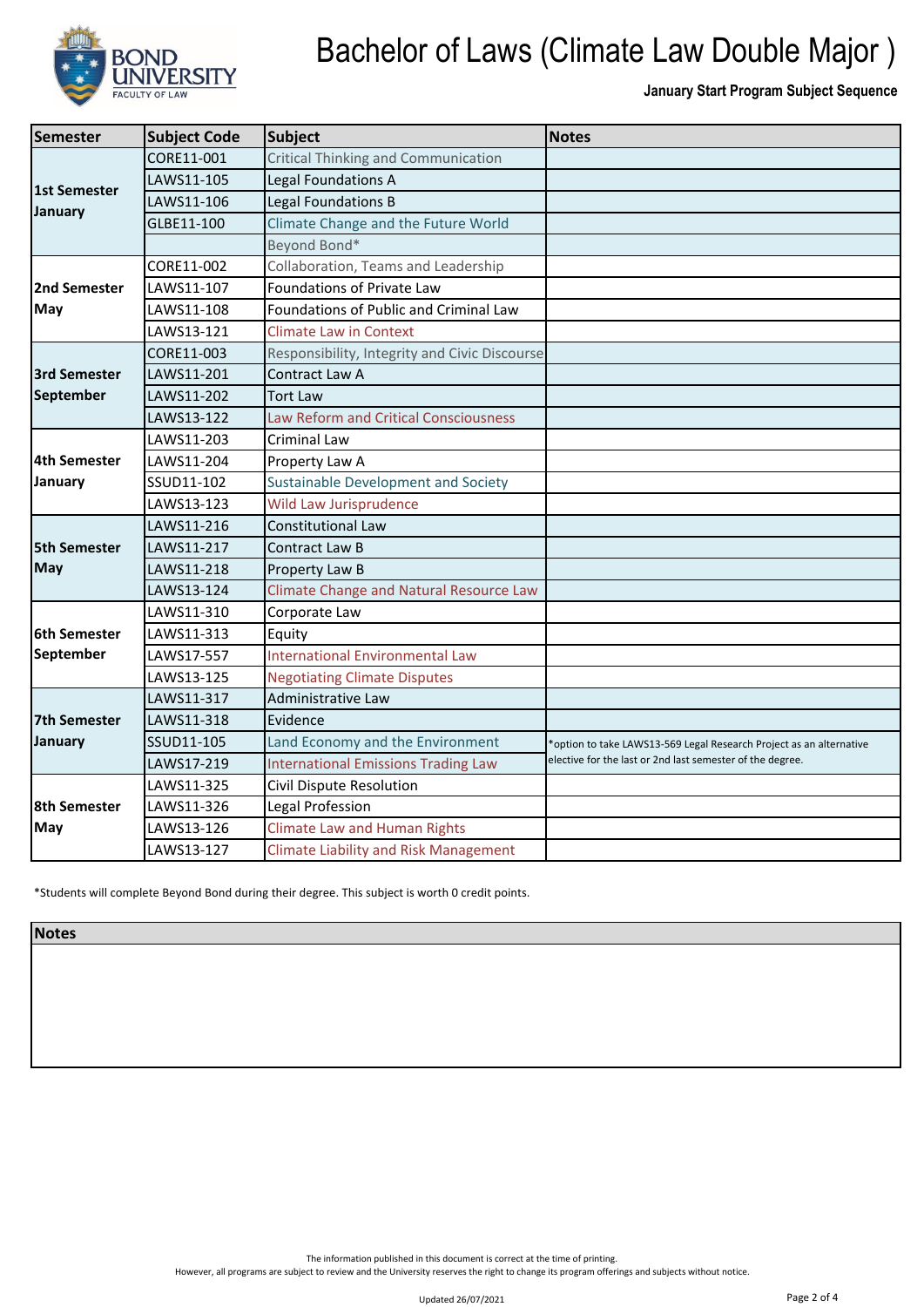# Bachelor of Laws (Climate Law Double Major )

**January Start Program Subject Sequence**

| Semester | Subject Code | Subject | Notes |
|---|---|---|---|
| 1st Semester January | CORE11-001 | Critical Thinking and Communication | |
| | LAWS11-105 | Legal Foundations A | |
| | LAWS11-106 | Legal Foundations B | |
| | GLBE11-100 | Climate Change and the Future World | |
| | | Beyond Bond* | |
| 2nd Semester May | CORE11-002 | Collaboration, Teams and Leadership | |
| | LAWS11-107 | Foundations of Private Law | |
| | LAWS11-108 | Foundations of Public and Criminal Law | |
| | LAWS13-121 | Climate Law in Context | |
| 3rd Semester September | CORE11-003 | Responsibility, Integrity and Civic Discourse | |
| | LAWS11-201 | Contract Law A | |
| | LAWS11-202 | Tort Law | |
| | LAWS13-122 | Law Reform and Critical Consciousness | |
| 4th Semester January | LAWS11-203 | Criminal Law | |
| | LAWS11-204 | Property Law A | |
| | SSUD11-102 | Sustainable Development and Society | |
| | LAWS13-123 | Wild Law Jurisprudence | |
| 5th Semester May | LAWS11-216 | Constitutional Law | |
| | LAWS11-217 | Contract Law B | |
| | LAWS11-218 | Property Law B | |
| | LAWS13-124 | Climate Change and Natural Resource Law | |
| 6th Semester September | LAWS11-310 | Corporate Law | |
| | LAWS11-313 | Equity | |
| | LAWS17-557 | International Environmental Law | |
| | LAWS13-125 | Negotiating Climate Disputes | |
| 7th Semester January | LAWS11-317 | Administrative Law | |
| | LAWS11-318 | Evidence | |
| | SSUD11-105 | Land Economy and the Environment | *option to take LAWS13-569 Legal Research Project as an alternative elective for the last or 2nd last semester of the degree. |
| | LAWS17-219 | International Emissions Trading Law | |
| 8th Semester May | LAWS11-325 | Civil Dispute Resolution | |
| | LAWS11-326 | Legal Profession | |
| | LAWS13-126 | Climate Law and Human Rights | |
| | LAWS13-127 | Climate Liability and Risk Management | |

*Students will complete Beyond Bond during their degree. This subject is worth 0 credit points.

| Notes |
|---|
| |

The information published in this document is correct at the time of printing.
However, all programs are subject to review and the University reserves the right to change its program offerings and subjects without notice.

Updated 26/07/2021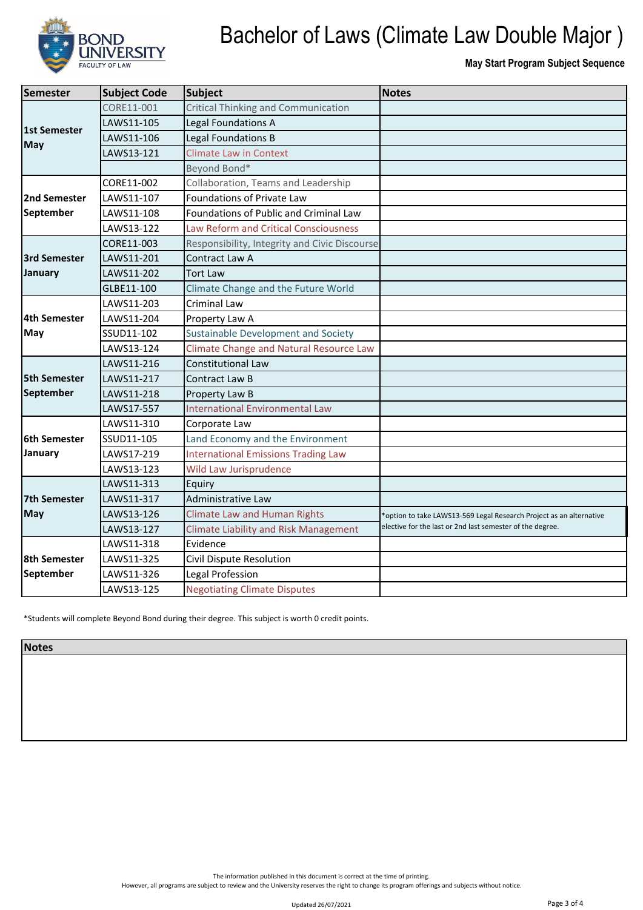# Bachelor of Laws (Climate Law Double Major )

**May Start Program Subject Sequence**

| Semester | Subject Code | Subject | Notes |
|---|---|---|---|
| 1st Semester May | CORE11-001 | Critical Thinking and Communication | |
| | LAWS11-105 | Legal Foundations A | |
| | LAWS11-106 | Legal Foundations B | |
| | LAWS13-121 | Climate Law in Context | |
| | | Beyond Bond* | |
| 2nd Semester September | CORE11-002 | Collaboration, Teams and Leadership | |
| | LAWS11-107 | Foundations of Private Law | |
| | LAWS11-108 | Foundations of Public and Criminal Law | |
| | LAWS13-122 | Law Reform and Critical Consciousness | |
| 3rd Semester January | CORE11-003 | Responsibility, Integrity and Civic Discourse | |
| | LAWS11-201 | Contract Law A | |
| | LAWS11-202 | Tort Law | |
| | GLBE11-100 | Climate Change and the Future World | |
| 4th Semester May | LAWS11-203 | Criminal Law | |
| | LAWS11-204 | Property Law A | |
| | SSUD11-102 | Sustainable Development and Society | |
| | LAWS13-124 | Climate Change and Natural Resource Law | |
| 5th Semester September | LAWS11-216 | Constitutional Law | |
| | LAWS11-217 | Contract Law B | |
| | LAWS11-218 | Property Law B | |
| | LAWS17-557 | International Environmental Law | |
| 6th Semester January | LAWS11-310 | Corporate Law | |
| | SSUD11-105 | Land Economy and the Environment | |
| | LAWS17-219 | International Emissions Trading Law | |
| | LAWS13-123 | Wild Law Jurisprudence | |
| 7th Semester May | LAWS11-313 | Equity | |
| | LAWS11-317 | Administrative Law | |
| | LAWS13-126 | Climate Law and Human Rights | *option to take LAWS13-569 Legal Research Project as an alternative elective for the last or 2nd last semester of the degree. |
| | LAWS13-127 | Climate Liability and Risk Management | |
| 8th Semester September | LAWS11-318 | Evidence | |
| | LAWS11-325 | Civil Dispute Resolution | |
| | LAWS11-326 | Legal Profession | |
| | LAWS13-125 | Negotiating Climate Disputes | |

*Students will complete Beyond Bond during their degree. This subject is worth 0 credit points.

| Notes |
|---|
| |

The information published in this document is correct at the time of printing.
However, all programs are subject to review and the University reserves the right to change its program offerings and subjects without notice.

Updated 26/07/2021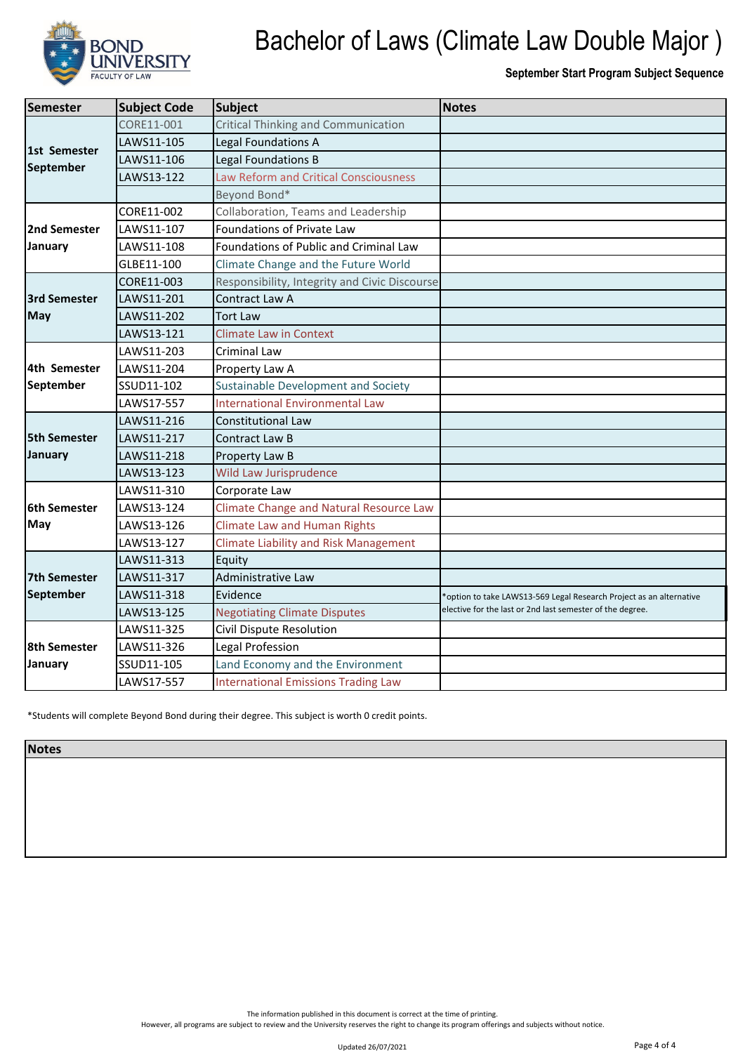# Bachelor of Laws (Climate Law Double Major )

**September Start Program Subject Sequence**

| Semester | Subject Code | Subject | Notes |
|---|---|---|---|
| **1st Semester September** | CORE11-001 | Critical Thinking and Communication | |
| | LAWS11-105 | Legal Foundations A | |
| | LAWS11-106 | Legal Foundations B | |
| | LAWS13-122 | Law Reform and Critical Consciousness | |
| | | Beyond Bond* | |
| **2nd Semester January** | CORE11-002 | Collaboration, Teams and Leadership | |
| | LAWS11-107 | Foundations of Private Law | |
| | LAWS11-108 | Foundations of Public and Criminal Law | |
| | GLBE11-100 | Climate Change and the Future World | |
| **3rd Semester May** | CORE11-003 | Responsibility, Integrity and Civic Discourse | |
| | LAWS11-201 | Contract Law A | |
| | LAWS11-202 | Tort Law | |
| | LAWS13-121 | Climate Law in Context | |
| **4th Semester September** | LAWS11-203 | Criminal Law | |
| | LAWS11-204 | Property Law A | |
| | SSUD11-102 | Sustainable Development and Society | |
| | LAWS17-557 | International Environmental Law | |
| **5th Semester January** | LAWS11-216 | Constitutional Law | |
| | LAWS11-217 | Contract Law B | |
| | LAWS11-218 | Property Law B | |
| | LAWS13-123 | Wild Law Jurisprudence | |
| **6th Semester May** | LAWS11-310 | Corporate Law | |
| | LAWS13-124 | Climate Change and Natural Resource Law | |
| | LAWS13-126 | Climate Law and Human Rights | |
| | LAWS13-127 | Climate Liability and Risk Management | |
| **7th Semester September** | LAWS11-313 | Equity | |
| | LAWS11-317 | Administrative Law | |
| | LAWS11-318 | Evidence | *option to take LAWS13-569 Legal Research Project as an alternative elective for the last or 2nd last semester of the degree. |
| | LAWS13-125 | Negotiating Climate Disputes | |
| **8th Semester January** | LAWS11-325 | Civil Dispute Resolution | |
| | LAWS11-326 | Legal Profession | |
| | SSUD11-105 | Land Economy and the Environment | |
| | LAWS17-557 | International Emissions Trading Law | |

*Students will complete Beyond Bond during their degree. This subject is worth 0 credit points.

**Notes**

The information published in this document is correct at the time of printing.
However, all programs are subject to review and the University reserves the right to change its program offerings and subjects without notice.

Updated 26/07/2021